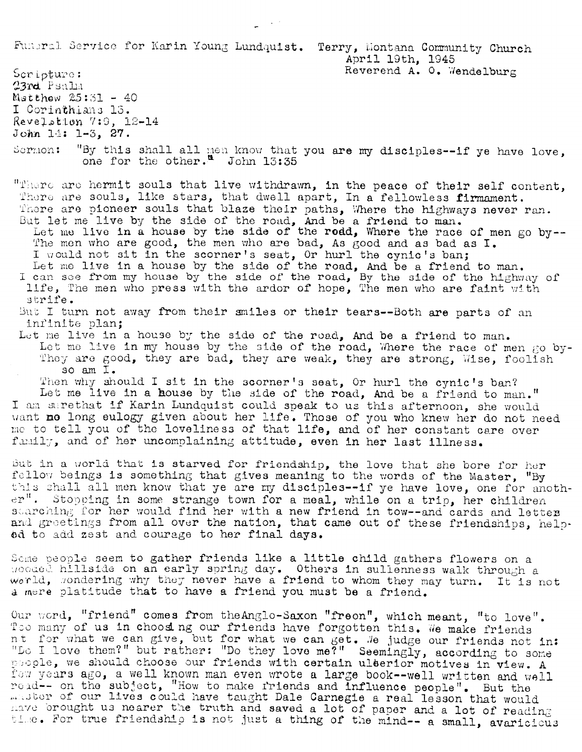Funeral Service for Karin Young Lundquist. Terry, Montana Community Church
April 19th, 1945
Reverend A. O. Wendelburg

Scripture:
23rd Psalm
Matthew 25:31 - 40
I Corinthians 15.
Revelation 7:9, 12-14
John 14: 1-3, 27.

Sermon: "By this shall all men know that you are my disciples--if ye have love, one for the other." John 13:35

"There are hermit souls that live withdrawn, in the peace of their self content,
There are souls, like stars, that dwell apart, In a fellowless firmament.
There are pioneer souls that blaze their paths, Where the highways never ran.
But let me live by the side of the road, And be a friend to man.
Let me live in a house by the side of the rodd, Where the race of men go by--
The men who are good, the men who are bad, As good and as bad as I.
I would not sit in the scorner's seat, Or hurl the cynic's ban;
Let me live in a house by the side of the road, And be a friend to man.
I can see from my house by the side of the road, By the side of the highway of life, The men who press with the ardor of hope, The men who are faint with strife.
But I turn not away from their smiles or their tears--Both are parts of an infinite plan;
Let me live in a house by the side of the road, And be a friend to man.
Let me live in my house by the side of the road, Where the race of men go by-
They are good, they are bad, they are weak, they are strong, Wise, foolish so am I.
Then why should I sit in the scorner's seat, Or hurl the cynic's ban?
Let me live in a house by the side of the road, And be a friend to man."

I am surethat if Karin Lundquist could speak to us this afternoon, she would want no long eulogy given about her life. Those of you who knew her do not need me to tell you of the loveliness of that life, and of her constant care over family, and of her uncomplaining attitude, even in her last illness.

But in a world that is starved for friendship, the love that she bore for her fellow beings is something that gives meaning to the words of the Master, "By this shall all men know that ye are my disciples--if ye have love, one for another". Stopping in some strange town for a meal, while on a trip, her children searching for her would find her with a new friend in tow--and cards and lettes and greetings from all over the nation, that came out of these friendships, helped to add zest and courage to her final days.

Some people seem to gather friends like a little child gathers flowers on a wooded hillside on an early spring day. Others in sullenness walk through a world, wondering why they never have a friend to whom they may turn. It is not a mere platitude that to have a friend you must be a friend.

Our word, "friend" comes from theAnglo-Saxon "freon", which meant, "to love". Too many of us in choosing our friends have forgotten this. We make friends not for what we can give, but for what we can get. We judge our friends not in: "Do I love them?" but rather: "Do they love me?" Seemingly, according to some people, we should choose our friends with certain ulterior motives in view. A few years ago, a well known man even wrote a large book--well written and well read-- on the subject, "How to make friends and influence people". But the Master of our lives could have taught Dale Carnegie a real lesson that would have brought us nearer the truth and saved a lot of paper and a lot of reading time. For true friendship is not just a thing of the mind-- a small, avaricious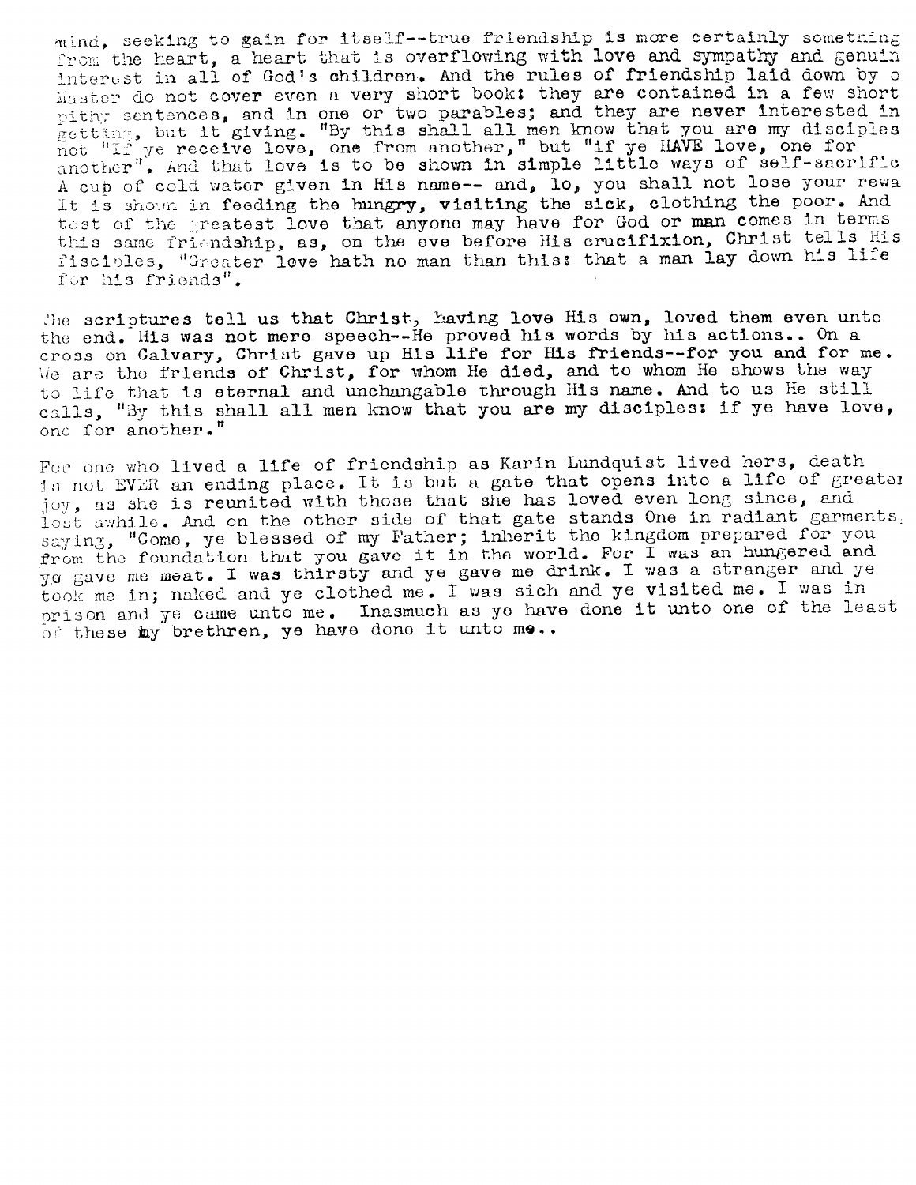mind, seeking to gain for itself--true friendship is more certainly something from the heart, a heart that is overflowing with love and sympathy and genuin interest in all of God's children. And the rules of friendship laid down by o Master do not cover even a very short book: they are contained in a few short pithy sentences, and in one or two parables; and they are never interested in getting, but it giving. "By this shall all men know that you are my disciples not "If ye receive love, one from another," but "if ye HAVE love, one for another". And that love is to be shown in simple little ways of self-sacrific A cup of cold water given in His name-- and, lo, you shall not lose your rewa It is shown in feeding the hungry, visiting the sick, clothing the poor. And test of the greatest love that anyone may have for God or man comes in terms this same friendship, as, on the eve before His crucifixion, Christ tells His disciples, "Greater love hath no man than this: that a man lay down his life for his friends".

The scriptures tell us that Christ, having love His own, loved them even unto the end. His was not mere speech--He proved his words by his actions.. On a cross on Calvary, Christ gave up His life for His friends--for you and for me. We are the friends of Christ, for whom He died, and to whom He shows the way to life that is eternal and unchangable through His name. And to us He still calls, "By this shall all men know that you are my disciples: if ye have love, one for another."

For one who lived a life of friendship as Karin Lundquist lived hers, death is not EVER an ending place. It is but a gate that opens into a life of greater joy, as she is reunited with those that she has loved even long since, and lost awhile. And on the other side of that gate stands One in radiant garments, saying, "Come, ye blessed of my Father; inherit the kingdom prepared for you from the foundation that you gave it in the world. For I was an hungered and ye gave me meat. I was thirsty and ye gave me drink. I was a stranger and ye took me in; naked and ye clothed me. I was sich and ye visited me. I was in prison and ye came unto me. Inasmuch as ye have done it unto one of the least of these my brethren, ye have done it unto me..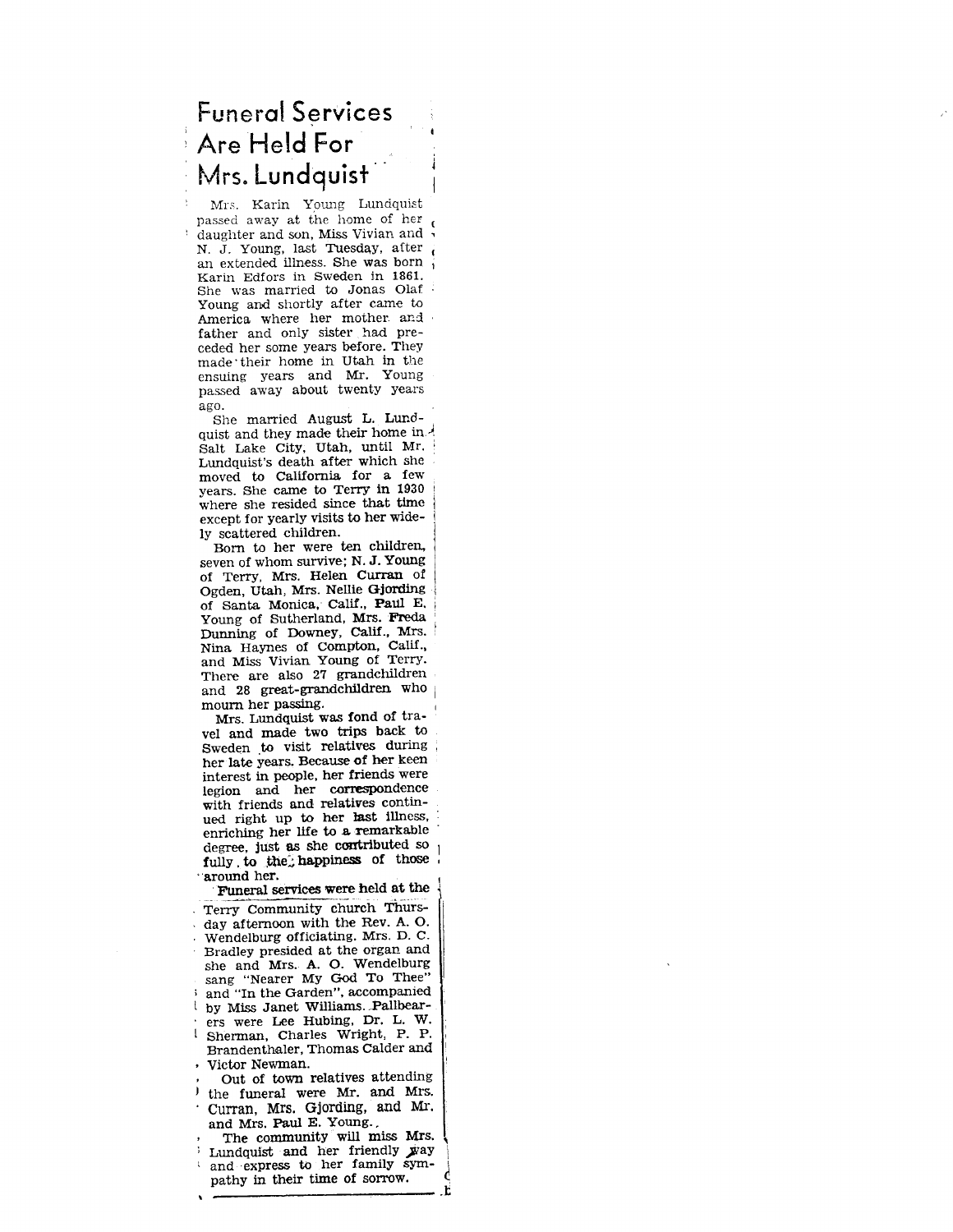# Funeral Services Are Held For Mrs. Lundquist

Mrs. Karin Young Lundquist passed away at the home of her daughter and son, Miss Vivian and N. J. Young, last Tuesday, after an extended illness. She was born Karin Edfors in Sweden in 1861. She was married to Jonas Olaf Young and shortly after came to America where her mother and father and only sister had preceded her some years before. They made their home in Utah in the ensuing years and Mr. Young passed away about twenty years ago.

She married August L. Lundquist and they made their home in Salt Lake City, Utah, until Mr. Lundquist's death after which she moved to California for a few years. She came to Terry in 1930 where she resided since that time except for yearly visits to her widely scattered children.

Born to her were ten children, seven of whom survive; N. J. Young of Terry, Mrs. Helen Curran of Ogden, Utah, Mrs. Nellie Gjording of Santa Monica, Calif., Paul E. Young of Sutherland, Mrs. Freda Dunning of Downey, Calif., Mrs. Nina Haynes of Compton, Calif., and Miss Vivian Young of Terry. There are also 27 grandchildren and 28 great-grandchildren who mourn her passing.

Mrs. Lundquist was fond of travel and made two trips back to Sweden to visit relatives during her late years. Because of her keen interest in people, her friends were legion and her correspondence with friends and relatives continued right up to her last illness, enriching her life to a remarkable degree, just as she contributed so fully to the happiness of those around her.

Funeral services were held at the Terry Community church Thursday afternoon with the Rev. A. O. Wendelburg officiating. Mrs. D. C. Bradley presided at the organ and she and Mrs. A. O. Wendelburg sang "Nearer My God To Thee" and "In the Garden", accompanied by Miss Janet Williams. Pallbearers were Lee Hubing, Dr. L. W. Sherman, Charles Wright, P. P. Brandenthaler, Thomas Calder and Victor Newman.

Out of town relatives attending the funeral were Mr. and Mrs. Curran, Mrs. Gjording, and Mr. and Mrs. Paul E. Young.

The community will miss Mrs. Lundquist and her friendly way and express to her family sympathy in their time of sorrow.